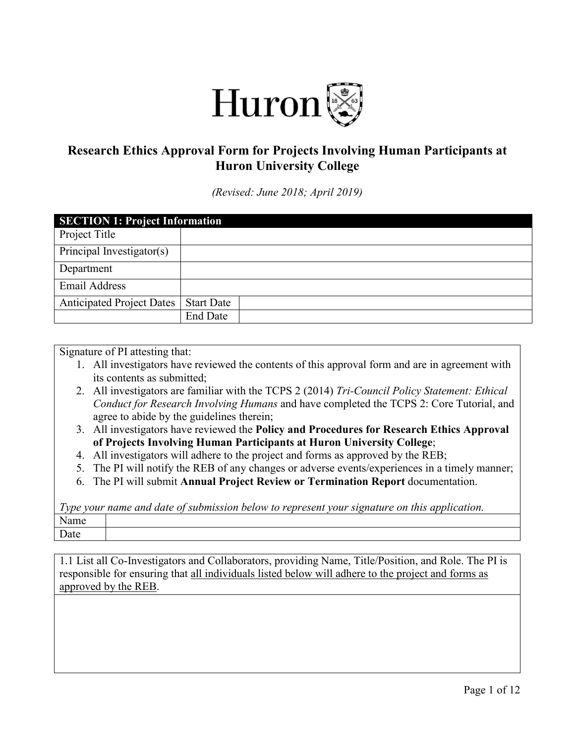# Research Ethics Approval Form for Projects Involving Human Participants at Huron University College

*(Revised: June 2018; April 2019)*

| SECTION 1: Project Information | | |
|---|---|---|
| Project Title | | |
| Principal Investigator(s) | | |
| Department | | |
| Email Address | | |
| Anticipated Project Dates | Start Date | |
| | End Date | |

Signature of PI attesting that:

1. All investigators have reviewed the contents of this approval form and are in agreement with its contents as submitted;
2. All investigators are familiar with the TCPS 2 (2014) *Tri-Council Policy Statement: Ethical Conduct for Research Involving Humans* and have completed the TCPS 2: Core Tutorial, and agree to abide by the guidelines therein;
3. All investigators have reviewed the **Policy and Procedures for Research Ethics Approval of Projects Involving Human Participants at Huron University College**;
4. All investigators will adhere to the project and forms as approved by the REB;
5. The PI will notify the REB of any changes or adverse events/experiences in a timely manner;
6. The PI will submit **Annual Project Review or Termination Report** documentation.

*Type your name and date of submission below to represent your signature on this application.*

| Name | |
|---|---|
| Date | |

1.1 List all Co-Investigators and Collaborators, providing Name, Title/Position, and Role. The PI is responsible for ensuring that all individuals listed below will adhere to the project and forms as approved by the REB.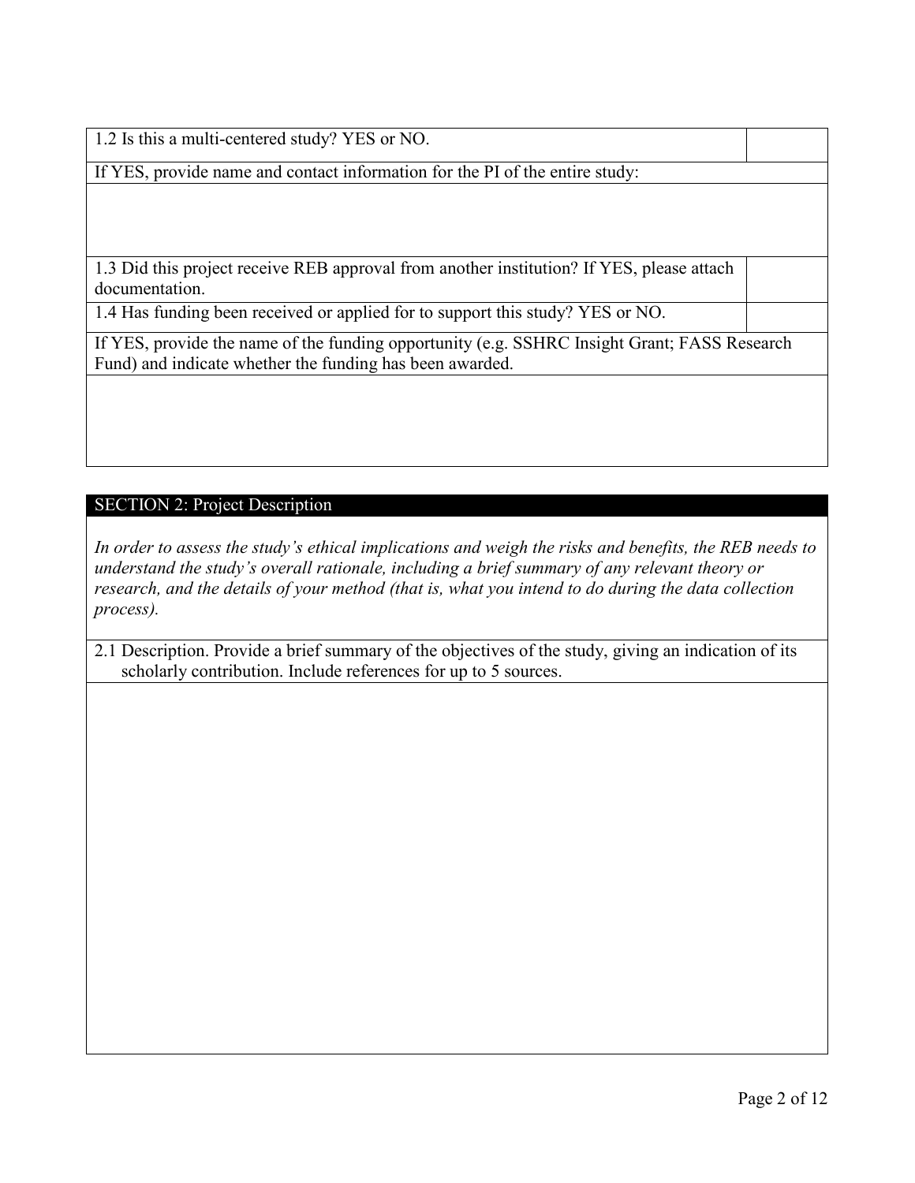| 1.2 Is this a multi-centered study? YES or NO. | |
|---|---|
| If YES, provide name and contact information for the PI of the entire study: | |
| | |
| 1.3 Did this project receive REB approval from another institution? If YES, please attach documentation. | |
| 1.4 Has funding been received or applied for to support this study? YES or NO. | |
| If YES, provide the name of the funding opportunity (e.g. SSHRC Insight Grant; FASS Research Fund) and indicate whether the funding has been awarded. | |
| | |

## SECTION 2: Project Description

*In order to assess the study's ethical implications and weigh the risks and benefits, the REB needs to understand the study's overall rationale, including a brief summary of any relevant theory or research, and the details of your method (that is, what you intend to do during the data collection process).*

| 2.1 Description. Provide a brief summary of the objectives of the study, giving an indication of its scholarly contribution. Include references for up to 5 sources. |
|---|
| |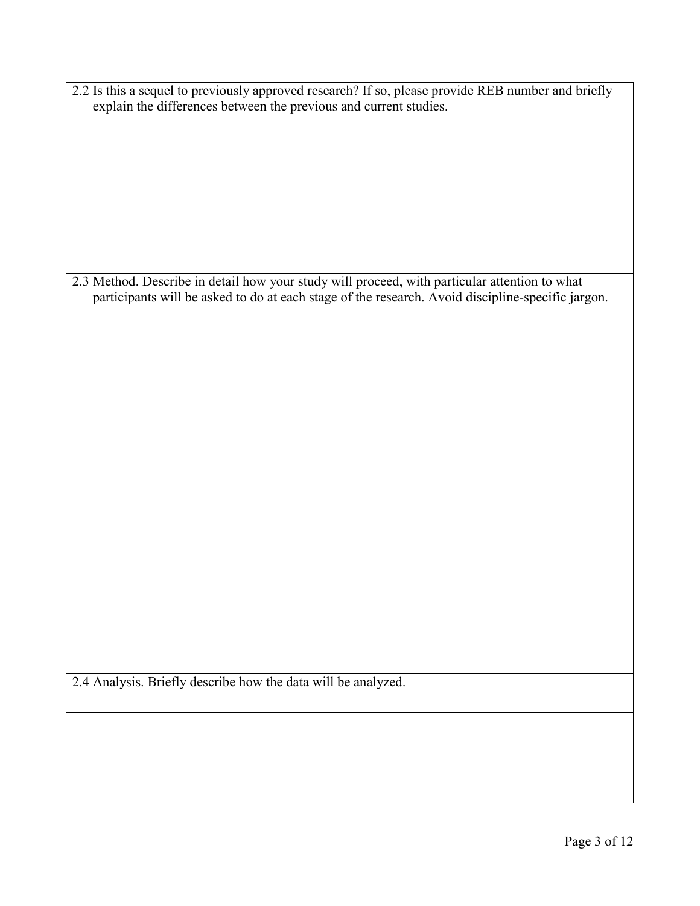| 2.2 Is this a sequel to previously approved research? If so, please provide REB number and briefly explain the differences between the previous and current studies. |
| --- |
| |
| 2.3 Method. Describe in detail how your study will proceed, with particular attention to what participants will be asked to do at each stage of the research. Avoid discipline-specific jargon. |
| |
| 2.4 Analysis. Briefly describe how the data will be analyzed. |
| |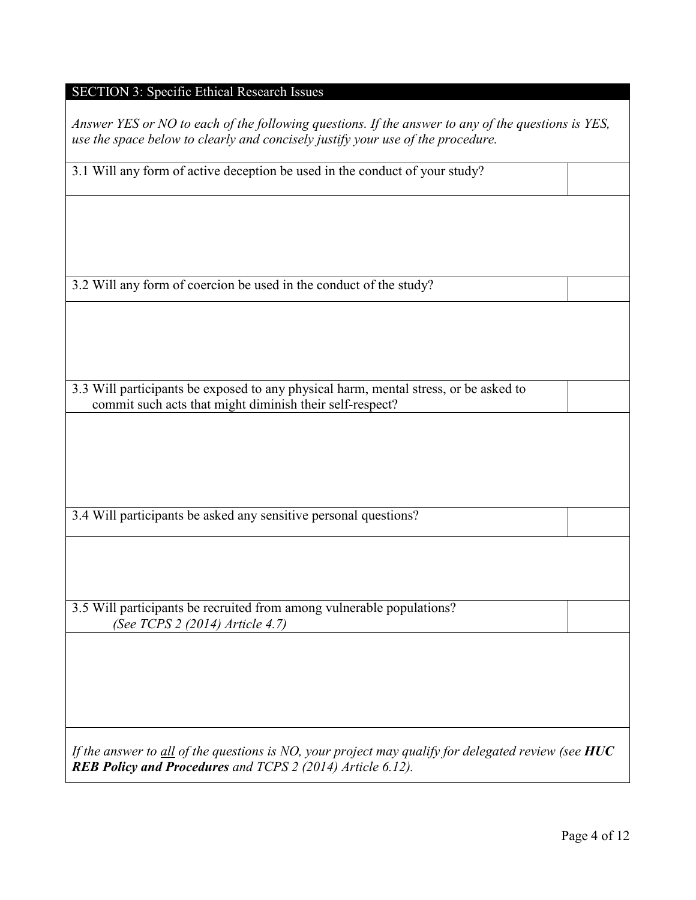## SECTION 3: Specific Ethical Research Issues

*Answer YES or NO to each of the following questions. If the answer to any of the questions is YES, use the space below to clearly and concisely justify your use of the procedure.*

| 3.1 Will any form of active deception be used in the conduct of your study? | |
|---|---|
| | |
| 3.2 Will any form of coercion be used in the conduct of the study? | |
| | |
| 3.3 Will participants be exposed to any physical harm, mental stress, or be asked to commit such acts that might diminish their self-respect? | |
| | |
| 3.4 Will participants be asked any sensitive personal questions? | |
| | |
| 3.5 Will participants be recruited from among vulnerable populations? *(See TCPS 2 (2014) Article 4.7)* | |
| | |

*If the answer to all of the questions is NO, your project may qualify for delegated review (see **HUC REB Policy and Procedures** and TCPS 2 (2014) Article 6.12).*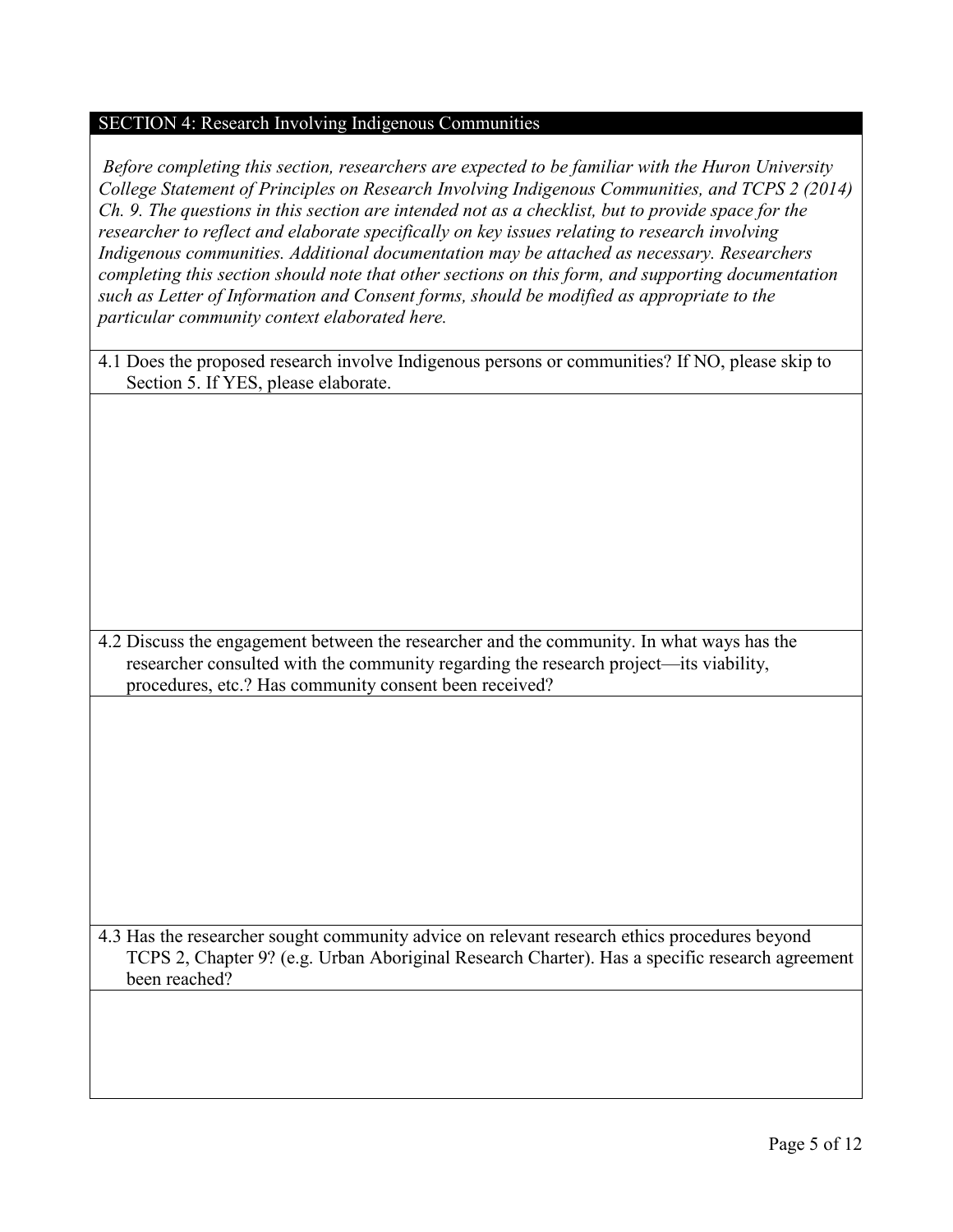## SECTION 4: Research Involving Indigenous Communities

*Before completing this section, researchers are expected to be familiar with the Huron University College Statement of Principles on Research Involving Indigenous Communities, and TCPS 2 (2014) Ch. 9. The questions in this section are intended not as a checklist, but to provide space for the researcher to reflect and elaborate specifically on key issues relating to research involving Indigenous communities. Additional documentation may be attached as necessary. Researchers completing this section should note that other sections on this form, and supporting documentation such as Letter of Information and Consent forms, should be modified as appropriate to the particular community context elaborated here.*

4.1 Does the proposed research involve Indigenous persons or communities? If NO, please skip to Section 5. If YES, please elaborate.

4.2 Discuss the engagement between the researcher and the community. In what ways has the researcher consulted with the community regarding the research project—its viability, procedures, etc.? Has community consent been received?

4.3 Has the researcher sought community advice on relevant research ethics procedures beyond TCPS 2, Chapter 9? (e.g. Urban Aboriginal Research Charter). Has a specific research agreement been reached?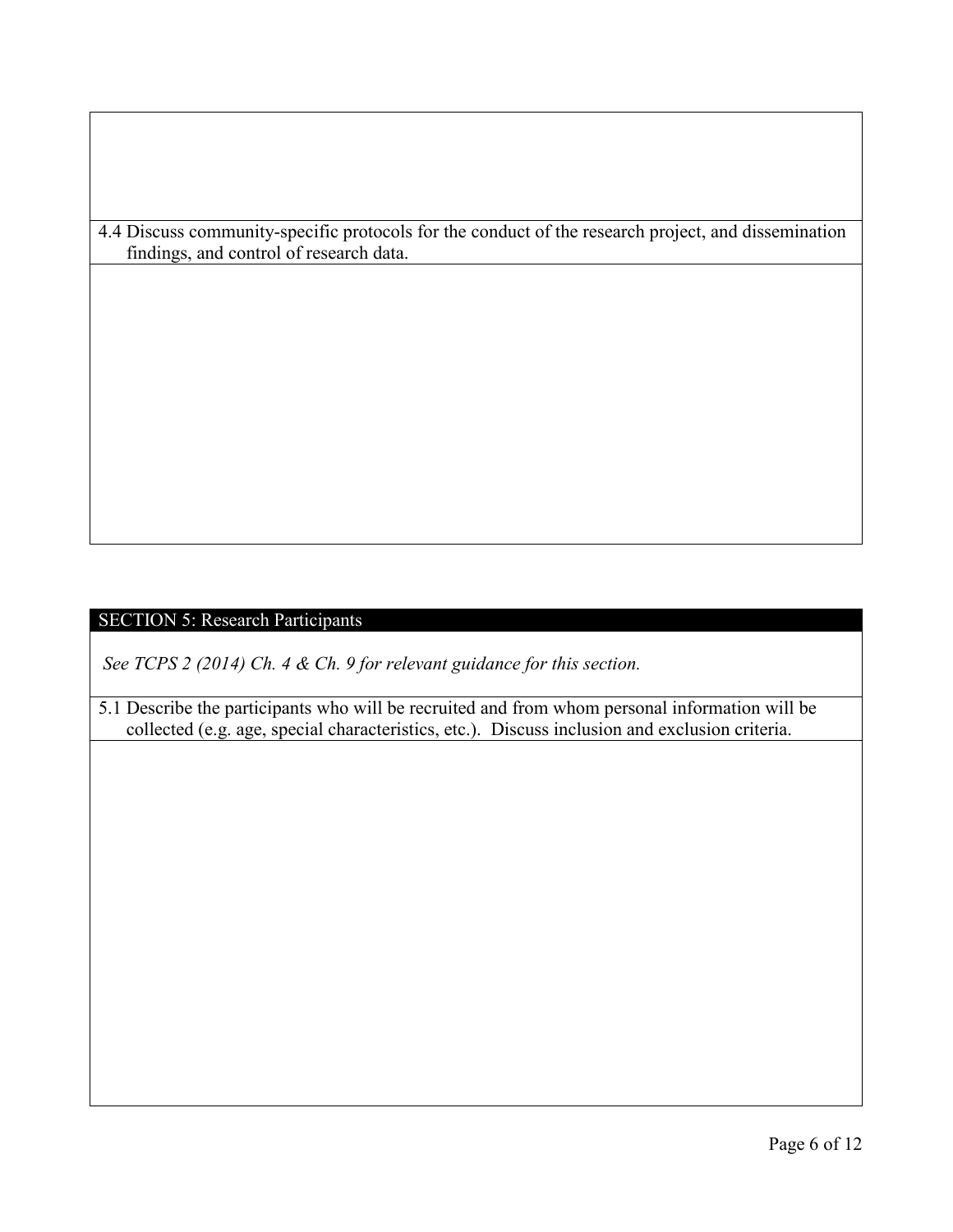4.4 Discuss community-specific protocols for the conduct of the research project, and dissemination findings, and control of research data.

## SECTION 5: Research Participants

*See TCPS 2 (2014) Ch. 4 & Ch. 9 for relevant guidance for this section.*

5.1 Describe the participants who will be recruited and from whom personal information will be collected (e.g. age, special characteristics, etc.). Discuss inclusion and exclusion criteria.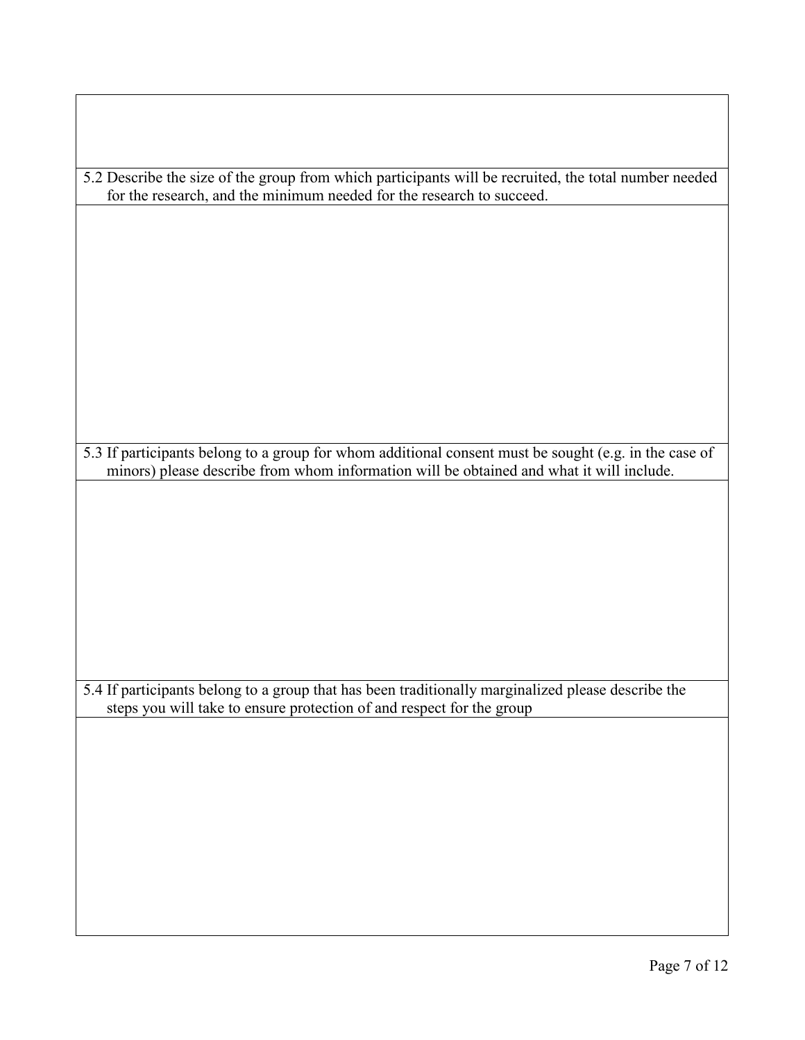5.2 Describe the size of the group from which participants will be recruited, the total number needed for the research, and the minimum needed for the research to succeed.

5.3 If participants belong to a group for whom additional consent must be sought (e.g. in the case of minors) please describe from whom information will be obtained and what it will include.

5.4 If participants belong to a group that has been traditionally marginalized please describe the steps you will take to ensure protection of and respect for the group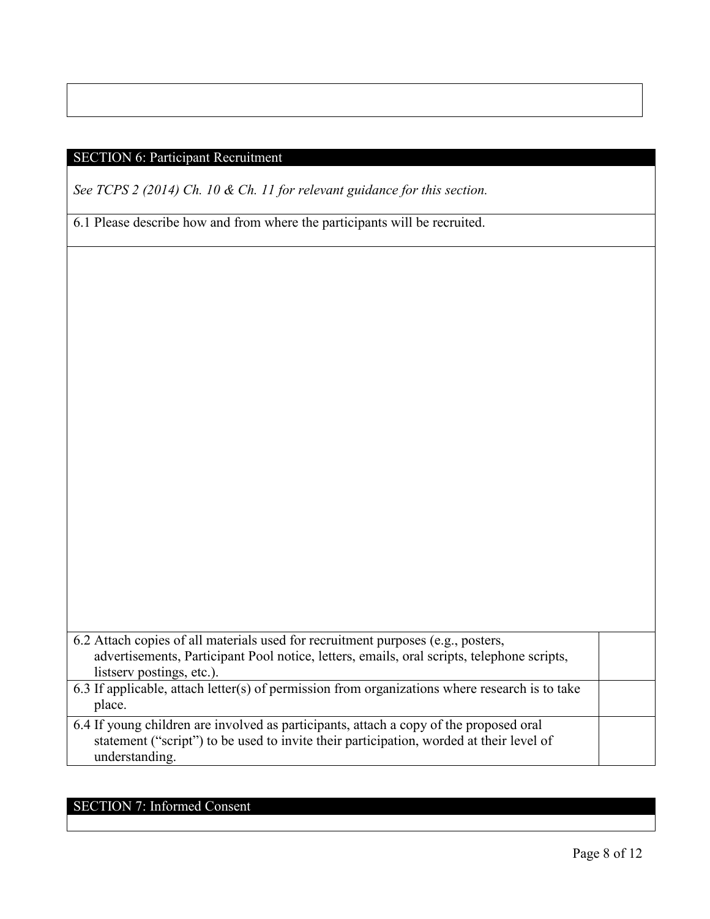## SECTION 6: Participant Recruitment

*See TCPS 2 (2014) Ch. 10 & Ch. 11 for relevant guidance for this section.*

6.1 Please describe how and from where the participants will be recruited.

| | |
|---|---|
| 6.2 Attach copies of all materials used for recruitment purposes (e.g., posters, advertisements, Participant Pool notice, letters, emails, oral scripts, telephone scripts, listserv postings, etc.). | |
| 6.3 If applicable, attach letter(s) of permission from organizations where research is to take place. | |
| 6.4 If young children are involved as participants, attach a copy of the proposed oral statement ("script") to be used to invite their participation, worded at their level of understanding. | |

## SECTION 7: Informed Consent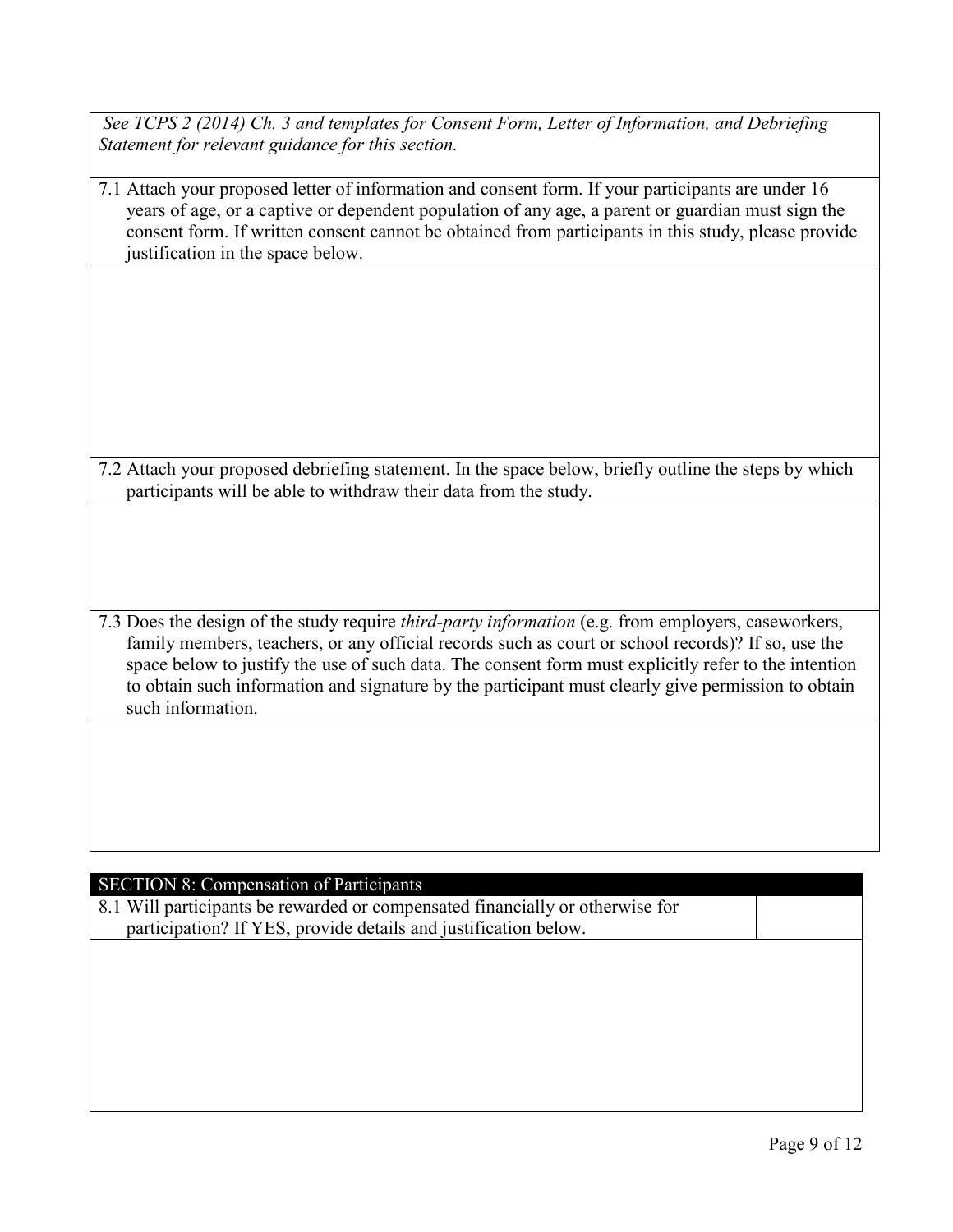*See TCPS 2 (2014) Ch. 3 and templates for Consent Form, Letter of Information, and Debriefing Statement for relevant guidance for this section.*

7.1 Attach your proposed letter of information and consent form. If your participants are under 16 years of age, or a captive or dependent population of any age, a parent or guardian must sign the consent form. If written consent cannot be obtained from participants in this study, please provide justification in the space below.

7.2 Attach your proposed debriefing statement. In the space below, briefly outline the steps by which participants will be able to withdraw their data from the study.

7.3 Does the design of the study require *third-party information* (e.g. from employers, caseworkers, family members, teachers, or any official records such as court or school records)? If so, use the space below to justify the use of such data. The consent form must explicitly refer to the intention to obtain such information and signature by the participant must clearly give permission to obtain such information.

## SECTION 8: Compensation of Participants

| 8.1 Will participants be rewarded or compensated financially or otherwise for participation? If YES, provide details and justification below. | |
|---|---|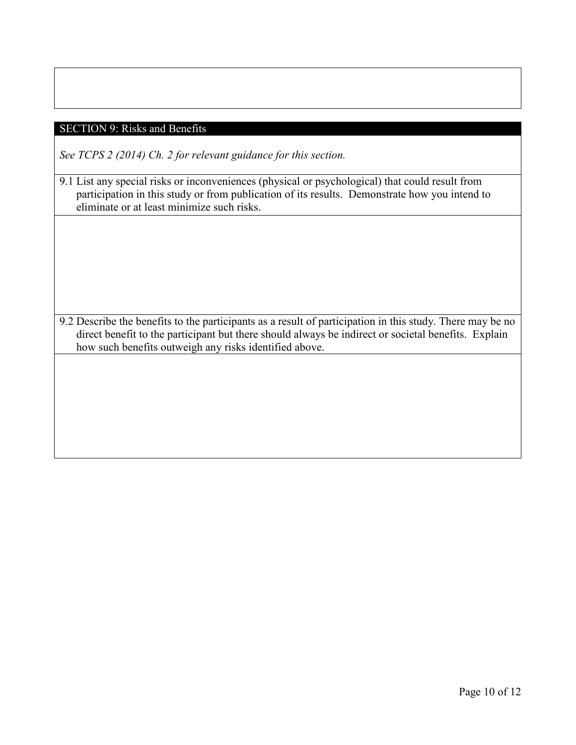## SECTION 9: Risks and Benefits

*See TCPS 2 (2014) Ch. 2 for relevant guidance for this section.*

9.1 List any special risks or inconveniences (physical or psychological) that could result from participation in this study or from publication of its results. Demonstrate how you intend to eliminate or at least minimize such risks.

9.2 Describe the benefits to the participants as a result of participation in this study. There may be no direct benefit to the participant but there should always be indirect or societal benefits. Explain how such benefits outweigh any risks identified above.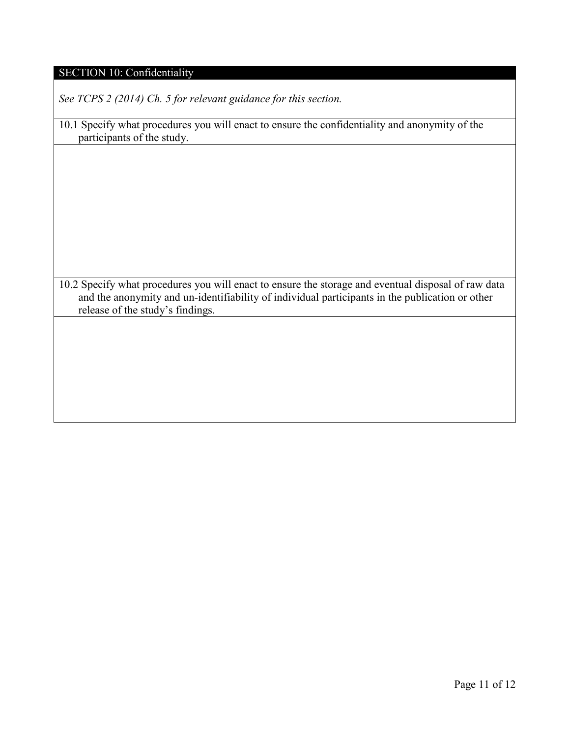## SECTION 10: Confidentiality

*See TCPS 2 (2014) Ch. 5 for relevant guidance for this section.*

10.1 Specify what procedures you will enact to ensure the confidentiality and anonymity of the participants of the study.

10.2 Specify what procedures you will enact to ensure the storage and eventual disposal of raw data and the anonymity and un-identifiability of individual participants in the publication or other release of the study's findings.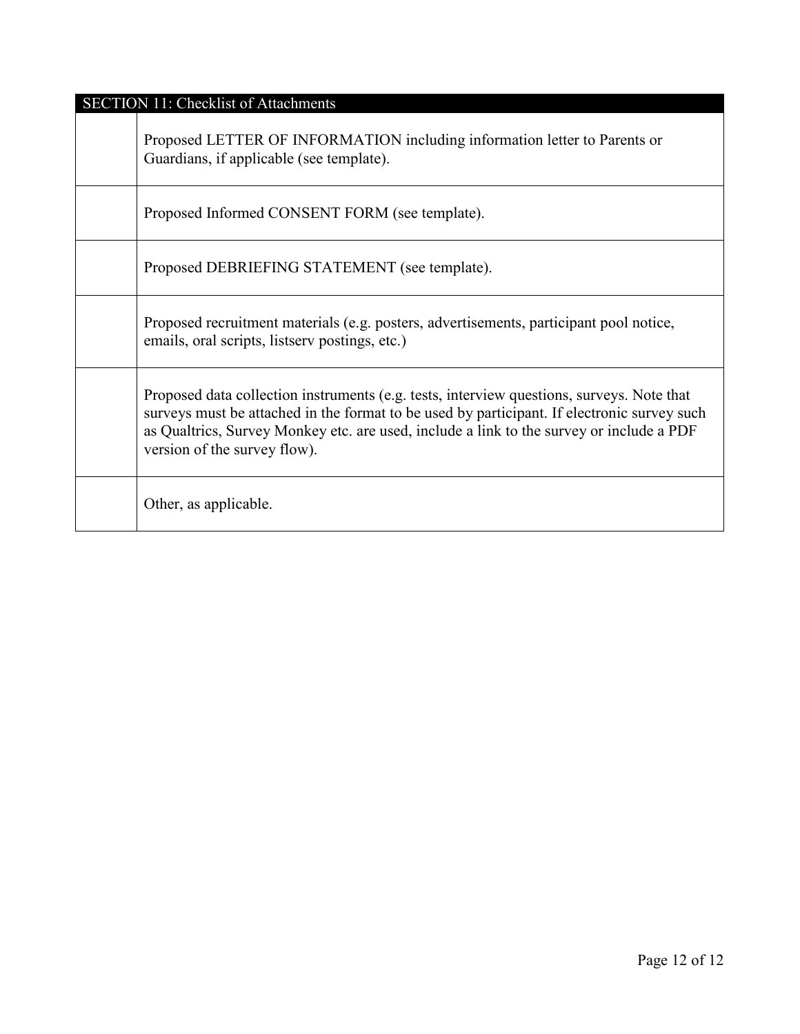| SECTION 11: Checklist of Attachments | |
|---|---|
| | Proposed LETTER OF INFORMATION including information letter to Parents or Guardians, if applicable (see template). |
| | Proposed Informed CONSENT FORM (see template). |
| | Proposed DEBRIEFING STATEMENT (see template). |
| | Proposed recruitment materials (e.g. posters, advertisements, participant pool notice, emails, oral scripts, listserv postings, etc.) |
| | Proposed data collection instruments (e.g. tests, interview questions, surveys. Note that surveys must be attached in the format to be used by participant. If electronic survey such as Qualtrics, Survey Monkey etc. are used, include a link to the survey or include a PDF version of the survey flow). |
| | Other, as applicable. |